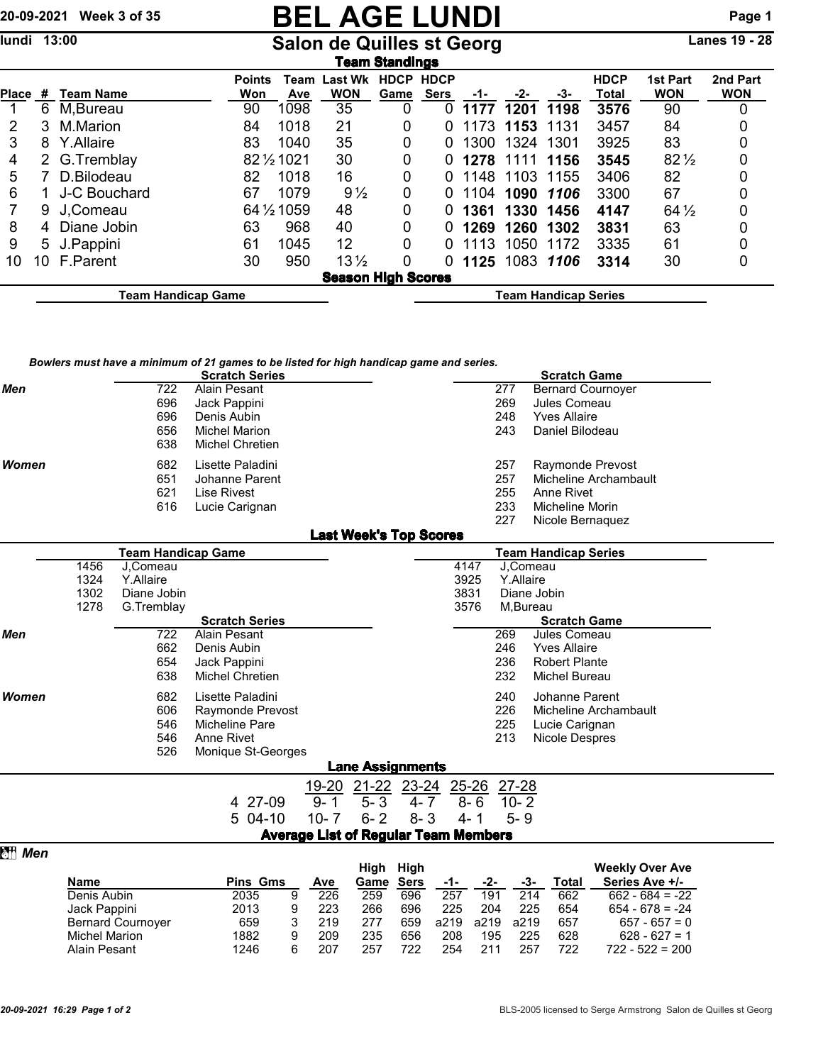# BEL AGE LUNDI

## Salon de Quilles st Georg

lundi 13:00 — Lanes 19 - 28

20-09-2021 Week 3 of 35

### Team Standings

| Place | # | Team Name | Points Won | Team Ave | Last Wk WON | HDCP Game | HDCP Sers | -1- | -2- | -3- | HDCP Total | 1st Part WON | 2nd Part WON |
|---|---|---|---|---|---|---|---|---|---|---|---|---|---|
| 1 | 6 | M,Bureau | 90 | 1098 | 35 | 0 | 0 | **1177** | **1201** | **1198** | **3576** | 90 | 0 |
| 2 | 3 | M.Marion | 84 | 1018 | 21 | 0 | 0 | 1173 | **1153** | 1131 | 3457 | 84 | 0 |
| 3 | 8 | Y.Allaire | 83 | 1040 | 35 | 0 | 0 | 1300 | 1324 | 1301 | 3925 | 83 | 0 |
| 4 | 2 | G.Tremblay | 82½ | 1021 | 30 | 0 | 0 | **1278** | 1111 | **1156** | **3545** | 82½ | 0 |
| 5 | 7 | D.Bilodeau | 82 | 1018 | 16 | 0 | 0 | 1148 | 1103 | 1155 | 3406 | 82 | 0 |
| 6 | 1 | J-C Bouchard | 67 | 1079 | 9½ | 0 | 0 | 1104 | **1090** | ***1106*** | 3300 | 67 | 0 |
| 7 | 9 | J,Comeau | 64½ | 1059 | 48 | 0 | 0 | **1361** | **1330** | **1456** | **4147** | 64½ | 0 |
| 8 | 4 | Diane Jobin | 63 | 968 | 40 | 0 | 0 | **1269** | **1260** | **1302** | **3831** | 63 | 0 |
| 9 | 5 | J.Pappini | 61 | 1045 | 12 | 0 | 0 | 1113 | 1050 | 1172 | 3335 | 61 | 0 |
| 10 | 10 | F.Parent | 30 | 950 | 13½ | 0 | 0 | **1125** | 1083 | ***1106*** | **3314** | 30 | 0 |

### Season High Scores

| Team Handicap Game | Team Handicap Series |
|---|---|
| | |

*Bowlers must have a minimum of 21 games to be listed for high handicap game and series.*

| | Scratch Series | | Scratch Game | |
|---|---|---|---|---|
| ***Men*** | 722 | Alain Pesant | 277 | Bernard Cournoyer |
| | 696 | Jack Pappini | 269 | Jules Comeau |
| | 696 | Denis Aubin | 248 | Yves Allaire |
| | 656 | Michel Marion | 243 | Daniel Bilodeau |
| | 638 | Michel Chretien | | |
| ***Women*** | 682 | Lisette Paladini | 257 | Raymonde Prevost |
| | 651 | Johanne Parent | 257 | Micheline Archambault |
| | 621 | Lise Rivest | 255 | Anne Rivet |
| | 616 | Lucie Carignan | 233 | Micheline Morin |
| | | | 227 | Nicole Bernaquez |

### Last Week's Top Scores

| Team Handicap Game | | Team Handicap Series | |
|---|---|---|---|
| 1456 | J,Comeau | 4147 | J,Comeau |
| 1324 | Y.Allaire | 3925 | Y.Allaire |
| 1302 | Diane Jobin | 3831 | Diane Jobin |
| 1278 | G.Tremblay | 3576 | M,Bureau |

| | Scratch Series | | Scratch Game | |
|---|---|---|---|---|
| ***Men*** | 722 | Alain Pesant | 269 | Jules Comeau |
| | 662 | Denis Aubin | 246 | Yves Allaire |
| | 654 | Jack Pappini | 236 | Robert Plante |
| | 638 | Michel Chretien | 232 | Michel Bureau |
| ***Women*** | 682 | Lisette Paladini | 240 | Johanne Parent |
| | 606 | Raymonde Prevost | 226 | Micheline Archambault |
| | 546 | Micheline Pare | 225 | Lucie Carignan |
| | 546 | Anne Rivet | 213 | Nicole Despres |
| | 526 | Monique St-Georges | | |

### Lane Assignments

| | 19-20 | 21-22 | 23-24 | 25-26 | 27-28 |
|---|---|---|---|---|---|
| 4 27-09 | 9- 1 | 5- 3 | 4- 7 | 8- 6 | 10- 2 |
| 5 04-10 | 10- 7 | 6- 2 | 8- 3 | 4- 1 | 5- 9 |

### Average List of Regular Team Members

***Men***

| Name | Pins | Gms | Ave | High Game | High Sers | -1- | -2- | -3- | Total | Weekly Over Ave Series Ave +/- |
|---|---|---|---|---|---|---|---|---|---|---|
| Denis Aubin | 2035 | 9 | 226 | 259 | 696 | 257 | 191 | 214 | 662 | 662 - 684 = -22 |
| Jack Pappini | 2013 | 9 | 223 | 266 | 696 | 225 | 204 | 225 | 654 | 654 - 678 = -24 |
| Bernard Cournoyer | 659 | 3 | 219 | 277 | 659 | a219 | a219 | a219 | 657 | 657 - 657 = 0 |
| Michel Marion | 1882 | 9 | 209 | 235 | 656 | 208 | 195 | 225 | 628 | 628 - 627 = 1 |
| Alain Pesant | 1246 | 6 | 207 | 257 | 722 | 254 | 211 | 257 | 722 | 722 - 522 = 200 |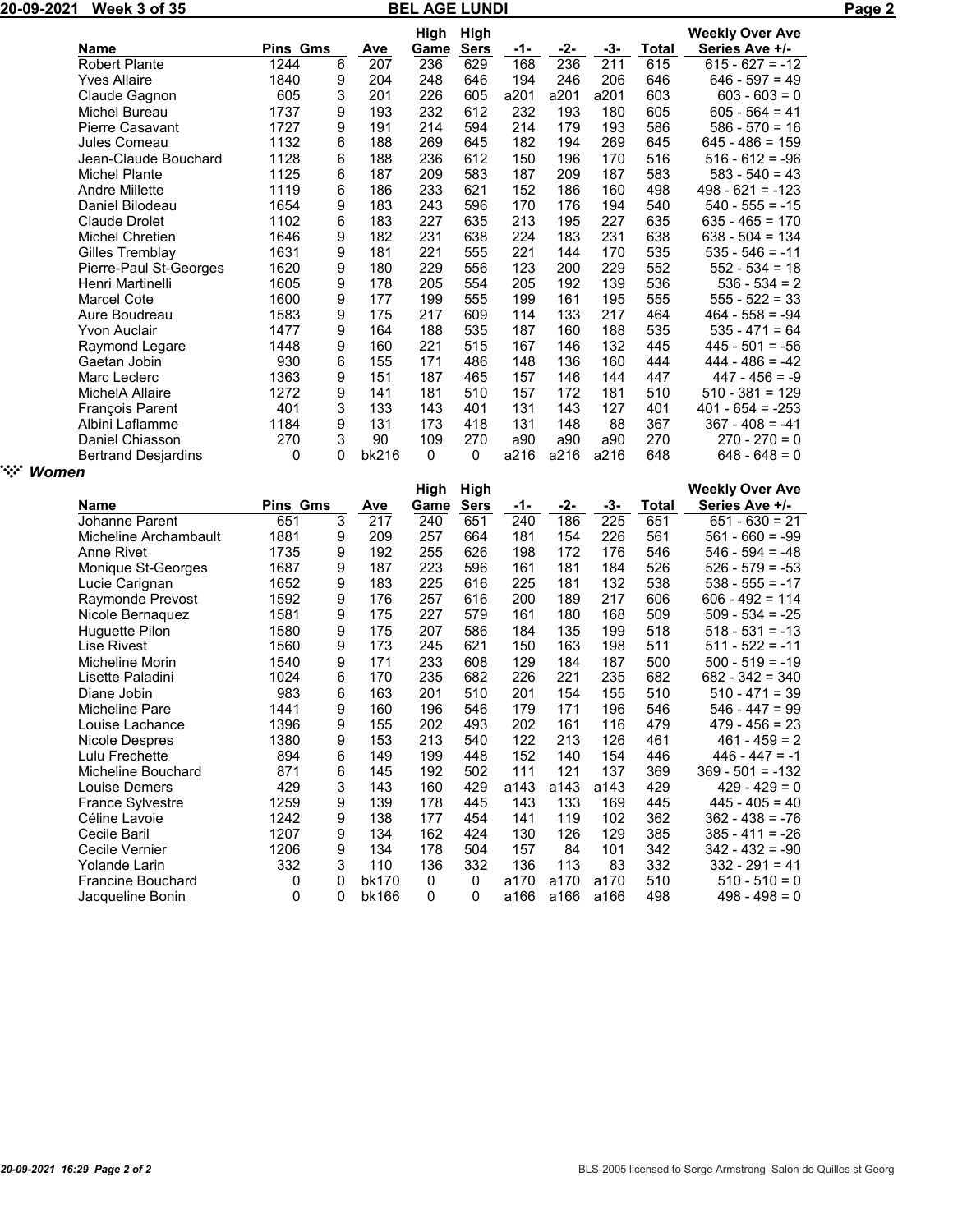| Name | Pins | Gms | Ave | High Game | High Sers | -1- | -2- | -3- | Total | Weekly Over Ave Series Ave +/- |
|---|---|---|---|---|---|---|---|---|---|---|
| Robert Plante | 1244 | 6 | 207 | 236 | 629 | 168 | 236 | 211 | 615 | 615 - 627 = -12 |
| Yves Allaire | 1840 | 9 | 204 | 248 | 646 | 194 | 246 | 206 | 646 | 646 - 597 = 49 |
| Claude Gagnon | 605 | 3 | 201 | 226 | 605 | a201 | a201 | a201 | 603 | 603 - 603 = 0 |
| Michel Bureau | 1737 | 9 | 193 | 232 | 612 | 232 | 193 | 180 | 605 | 605 - 564 = 41 |
| Pierre Casavant | 1727 | 9 | 191 | 214 | 594 | 214 | 179 | 193 | 586 | 586 - 570 = 16 |
| Jules Comeau | 1132 | 6 | 188 | 269 | 645 | 182 | 194 | 269 | 645 | 645 - 486 = 159 |
| Jean-Claude Bouchard | 1128 | 6 | 188 | 236 | 612 | 150 | 196 | 170 | 516 | 516 - 612 = -96 |
| Michel Plante | 1125 | 6 | 187 | 209 | 583 | 187 | 209 | 187 | 583 | 583 - 540 = 43 |
| Andre Millette | 1119 | 6 | 186 | 233 | 621 | 152 | 186 | 160 | 498 | 498 - 621 = -123 |
| Daniel Bilodeau | 1654 | 9 | 183 | 243 | 596 | 170 | 176 | 194 | 540 | 540 - 555 = -15 |
| Claude Drolet | 1102 | 6 | 183 | 227 | 635 | 213 | 195 | 227 | 635 | 635 - 465 = 170 |
| Michel Chretien | 1646 | 9 | 182 | 231 | 638 | 224 | 183 | 231 | 638 | 638 - 504 = 134 |
| Gilles Tremblay | 1631 | 9 | 181 | 221 | 555 | 221 | 144 | 170 | 535 | 535 - 546 = -11 |
| Pierre-Paul St-Georges | 1620 | 9 | 180 | 229 | 556 | 123 | 200 | 229 | 552 | 552 - 534 = 18 |
| Henri Martinelli | 1605 | 9 | 178 | 205 | 554 | 205 | 192 | 139 | 536 | 536 - 534 = 2 |
| Marcel Cote | 1600 | 9 | 177 | 199 | 555 | 199 | 161 | 195 | 555 | 555 - 522 = 33 |
| Aure Boudreau | 1583 | 9 | 175 | 217 | 609 | 114 | 133 | 217 | 464 | 464 - 558 = -94 |
| Yvon Auclair | 1477 | 9 | 164 | 188 | 535 | 187 | 160 | 188 | 535 | 535 - 471 = 64 |
| Raymond Legare | 1448 | 9 | 160 | 221 | 515 | 167 | 146 | 132 | 445 | 445 - 501 = -56 |
| Gaetan Jobin | 930 | 6 | 155 | 171 | 486 | 148 | 136 | 160 | 444 | 444 - 486 = -42 |
| Marc Leclerc | 1363 | 9 | 151 | 187 | 465 | 157 | 146 | 144 | 447 | 447 - 456 = -9 |
| MichelA Allaire | 1272 | 9 | 141 | 181 | 510 | 157 | 172 | 181 | 510 | 510 - 381 = 129 |
| François Parent | 401 | 3 | 133 | 143 | 401 | 131 | 143 | 127 | 401 | 401 - 654 = -253 |
| Albini Laflamme | 1184 | 9 | 131 | 173 | 418 | 131 | 148 | 88 | 367 | 367 - 408 = -41 |
| Daniel Chiasson | 270 | 3 | 90 | 109 | 270 | a90 | a90 | a90 | 270 | 270 - 270 = 0 |
| Bertrand Desjardins | 0 | 0 | bk216 | 0 | 0 | a216 | a216 | a216 | 648 | 648 - 648 = 0 |

## Women

| Name | Pins | Gms | Ave | High Game | High Sers | -1- | -2- | -3- | Total | Weekly Over Ave Series Ave +/- |
|---|---|---|---|---|---|---|---|---|---|---|
| Johanne Parent | 651 | 3 | 217 | 240 | 651 | 240 | 186 | 225 | 651 | 651 - 630 = 21 |
| Micheline Archambault | 1881 | 9 | 209 | 257 | 664 | 181 | 154 | 226 | 561 | 561 - 660 = -99 |
| Anne Rivet | 1735 | 9 | 192 | 255 | 626 | 198 | 172 | 176 | 546 | 546 - 594 = -48 |
| Monique St-Georges | 1687 | 9 | 187 | 223 | 596 | 161 | 181 | 184 | 526 | 526 - 579 = -53 |
| Lucie Carignan | 1652 | 9 | 183 | 225 | 616 | 225 | 181 | 132 | 538 | 538 - 555 = -17 |
| Raymonde Prevost | 1592 | 9 | 176 | 257 | 616 | 200 | 189 | 217 | 606 | 606 - 492 = 114 |
| Nicole Bernaquez | 1581 | 9 | 175 | 227 | 579 | 161 | 180 | 168 | 509 | 509 - 534 = -25 |
| Huguette Pilon | 1580 | 9 | 175 | 207 | 586 | 184 | 135 | 199 | 518 | 518 - 531 = -13 |
| Lise Rivest | 1560 | 9 | 173 | 245 | 621 | 150 | 163 | 198 | 511 | 511 - 522 = -11 |
| Micheline Morin | 1540 | 9 | 171 | 233 | 608 | 129 | 184 | 187 | 500 | 500 - 519 = -19 |
| Lisette Paladini | 1024 | 6 | 170 | 235 | 682 | 226 | 221 | 235 | 682 | 682 - 342 = 340 |
| Diane Jobin | 983 | 6 | 163 | 201 | 510 | 201 | 154 | 155 | 510 | 510 - 471 = 39 |
| Micheline Pare | 1441 | 9 | 160 | 196 | 546 | 179 | 171 | 196 | 546 | 546 - 447 = 99 |
| Louise Lachance | 1396 | 9 | 155 | 202 | 493 | 202 | 161 | 116 | 479 | 479 - 456 = 23 |
| Nicole Despres | 1380 | 9 | 153 | 213 | 540 | 122 | 213 | 126 | 461 | 461 - 459 = 2 |
| Lulu Frechette | 894 | 6 | 149 | 199 | 448 | 152 | 140 | 154 | 446 | 446 - 447 = -1 |
| Micheline Bouchard | 871 | 6 | 145 | 192 | 502 | 111 | 121 | 137 | 369 | 369 - 501 = -132 |
| Louise Demers | 429 | 3 | 143 | 160 | 429 | a143 | a143 | a143 | 429 | 429 - 429 = 0 |
| France Sylvestre | 1259 | 9 | 139 | 178 | 445 | 143 | 133 | 169 | 445 | 445 - 405 = 40 |
| Céline Lavoie | 1242 | 9 | 138 | 177 | 454 | 141 | 119 | 102 | 362 | 362 - 438 = -76 |
| Cecile Baril | 1207 | 9 | 134 | 162 | 424 | 130 | 126 | 129 | 385 | 385 - 411 = -26 |
| Cecile Vernier | 1206 | 9 | 134 | 178 | 504 | 157 | 84 | 101 | 342 | 342 - 432 = -90 |
| Yolande Larin | 332 | 3 | 110 | 136 | 332 | 136 | 113 | 83 | 332 | 332 - 291 = 41 |
| Francine Bouchard | 0 | 0 | bk170 | 0 | 0 | a170 | a170 | a170 | 510 | 510 - 510 = 0 |
| Jacqueline Bonin | 0 | 0 | bk166 | 0 | 0 | a166 | a166 | a166 | 498 | 498 - 498 = 0 |